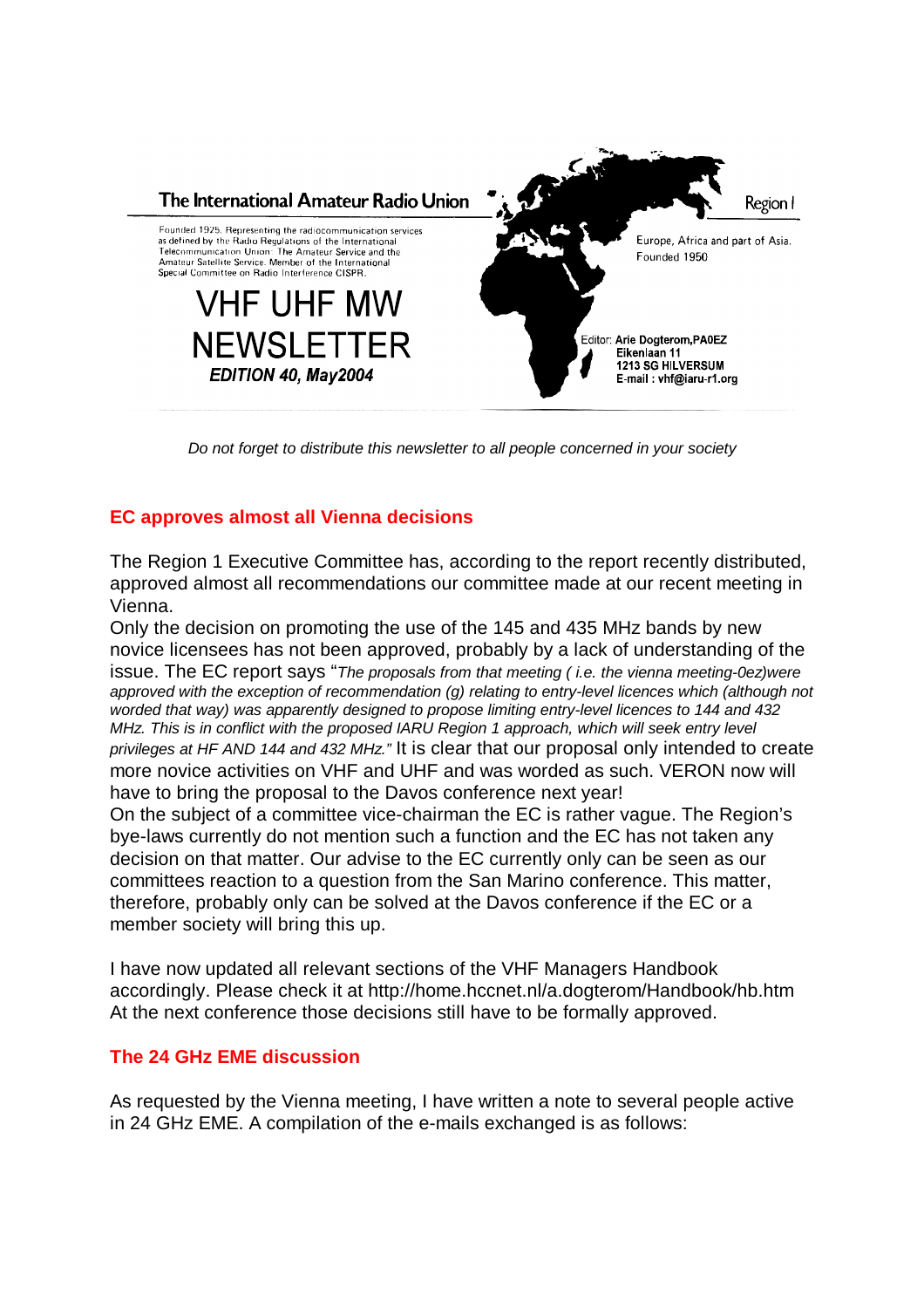The International Amateur Radio Union

Region I

Founded 1925. Representing the radiocommunication services as defined by the Radio Regulations of the International Telecommunication Union: The Amateur Service and the Amateur Satellite Service. Member of the International Special Committee on Radio Interference CISPR.

Europe, Africa and part of Asia. Founded 1950

# VHF UHF MW NEWSLETTER

***EDITION 40, May2004***

Editor: **Arie Dogterom,PA0EZ**
**Eikenlaan 11**
**1213 SG HILVERSUM**
**E-mail : vhf@iaru-r1.org**

*Do not forget to distribute this newsletter to all people concerned in your society*

## EC approves almost all Vienna decisions

The Region 1 Executive Committee has, according to the report recently distributed, approved almost all recommendations our committee made at our recent meeting in Vienna.

Only the decision on promoting the use of the 145 and 435 MHz bands by new novice licensees has not been approved, probably by a lack of understanding of the issue. The EC report says "*The proposals from that meeting ( i.e. the vienna meeting-0ez)were approved with the exception of recommendation (g) relating to entry-level licences which (although not worded that way) was apparently designed to propose limiting entry-level licences to 144 and 432 MHz. This is in conflict with the proposed IARU Region 1 approach, which will seek entry level privileges at HF AND 144 and 432 MHz."* It is clear that our proposal only intended to create more novice activities on VHF and UHF and was worded as such. VERON now will have to bring the proposal to the Davos conference next year!

On the subject of a committee vice-chairman the EC is rather vague. The Region's bye-laws currently do not mention such a function and the EC has not taken any decision on that matter. Our advise to the EC currently only can be seen as our committees reaction to a question from the San Marino conference. This matter, therefore, probably only can be solved at the Davos conference if the EC or a member society will bring this up.

I have now updated all relevant sections of the VHF Managers Handbook accordingly. Please check it at http://home.hccnet.nl/a.dogterom/Handbook/hb.htm At the next conference those decisions still have to be formally approved.

## The 24 GHz EME discussion

As requested by the Vienna meeting, I have written a note to several people active in 24 GHz EME. A compilation of the e-mails exchanged is as follows: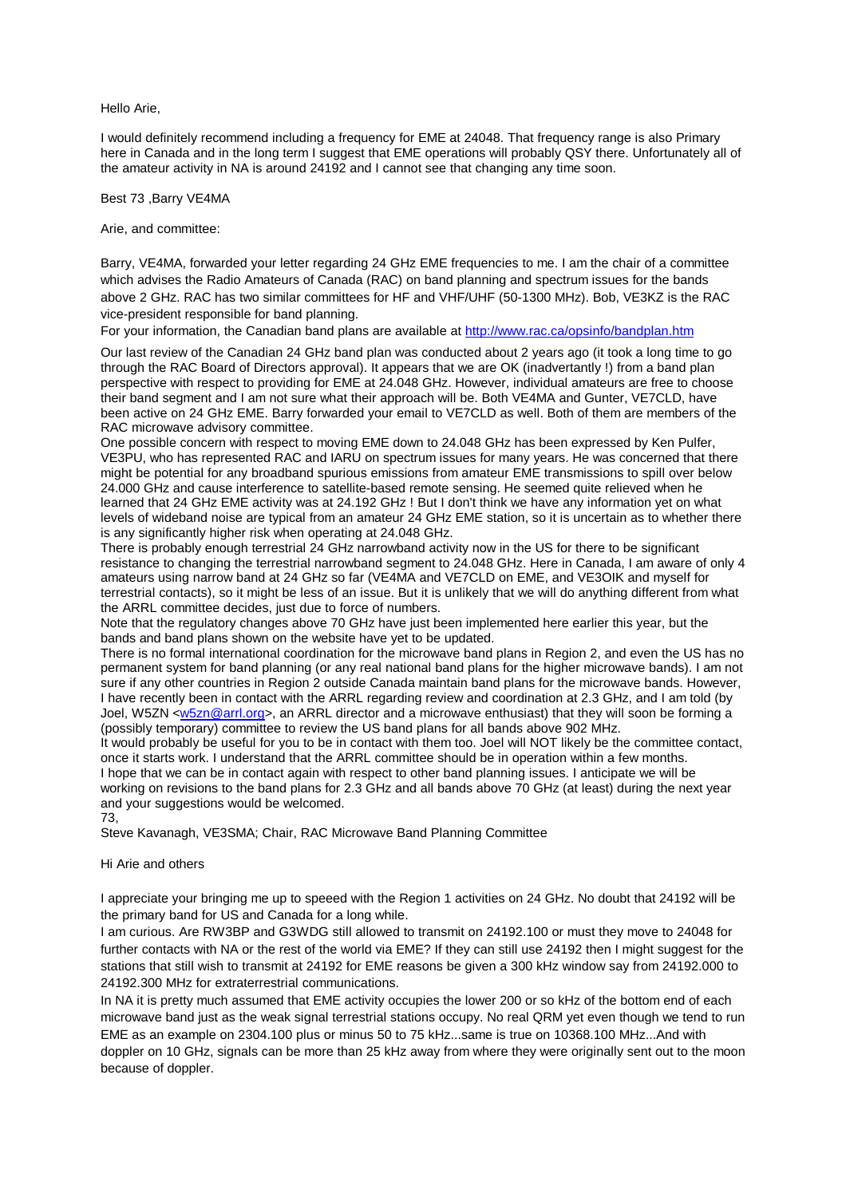Hello Arie,

I would definitely recommend including a frequency for EME at 24048. That frequency range is also Primary here in Canada and in the long term I suggest that EME operations will probably QSY there. Unfortunately all of the amateur activity in NA is around 24192 and I cannot see that changing any time soon.

Best 73 ,Barry VE4MA

Arie, and committee:

Barry, VE4MA, forwarded your letter regarding 24 GHz EME frequencies to me. I am the chair of a committee which advises the Radio Amateurs of Canada (RAC) on band planning and spectrum issues for the bands above 2 GHz. RAC has two similar committees for HF and VHF/UHF (50-1300 MHz). Bob, VE3KZ is the RAC vice-president responsible for band planning.
For your information, the Canadian band plans are available at [http://www.rac.ca/opsinfo/bandplan.htm](http://www.rac.ca/opsinfo/bandplan.htm)

Our last review of the Canadian 24 GHz band plan was conducted about 2 years ago (it took a long time to go through the RAC Board of Directors approval). It appears that we are OK (inadvertantly !) from a band plan perspective with respect to providing for EME at 24.048 GHz. However, individual amateurs are free to choose their band segment and I am not sure what their approach will be. Both VE4MA and Gunter, VE7CLD, have been active on 24 GHz EME. Barry forwarded your email to VE7CLD as well. Both of them are members of the RAC microwave advisory committee.
One possible concern with respect to moving EME down to 24.048 GHz has been expressed by Ken Pulfer, VE3PU, who has represented RAC and IARU on spectrum issues for many years. He was concerned that there might be potential for any broadband spurious emissions from amateur EME transmissions to spill over below 24.000 GHz and cause interference to satellite-based remote sensing. He seemed quite relieved when he learned that 24 GHz EME activity was at 24.192 GHz ! But I don't think we have any information yet on what levels of wideband noise are typical from an amateur 24 GHz EME station, so it is uncertain as to whether there is any significantly higher risk when operating at 24.048 GHz.
There is probably enough terrestrial 24 GHz narrowband activity now in the US for there to be significant resistance to changing the terrestrial narrowband segment to 24.048 GHz. Here in Canada, I am aware of only 4 amateurs using narrow band at 24 GHz so far (VE4MA and VE7CLD on EME, and VE3OIK and myself for terrestrial contacts), so it might be less of an issue. But it is unlikely that we will do anything different from what the ARRL committee decides, just due to force of numbers.
Note that the regulatory changes above 70 GHz have just been implemented here earlier this year, but the bands and band plans shown on the website have yet to be updated.
There is no formal international coordination for the microwave band plans in Region 2, and even the US has no permanent system for band planning (or any real national band plans for the higher microwave bands). I am not sure if any other countries in Region 2 outside Canada maintain band plans for the microwave bands. However, I have recently been in contact with the ARRL regarding review and coordination at 2.3 GHz, and I am told (by Joel, W5ZN <[w5zn@arrl.org](mailto:w5zn@arrl.org)>, an ARRL director and a microwave enthusiast) that they will soon be forming a (possibly temporary) committee to review the US band plans for all bands above 902 MHz.
It would probably be useful for you to be in contact with them too. Joel will NOT likely be the committee contact, once it starts work. I understand that the ARRL committee should be in operation within a few months.
I hope that we can be in contact again with respect to other band planning issues. I anticipate we will be working on revisions to the band plans for 2.3 GHz and all bands above 70 GHz (at least) during the next year and your suggestions would be welcomed.
73,
Steve Kavanagh, VE3SMA; Chair, RAC Microwave Band Planning Committee

Hi Arie and others

I appreciate your bringing me up to speeed with the Region 1 activities on 24 GHz. No doubt that 24192 will be the primary band for US and Canada for a long while.
I am curious. Are RW3BP and G3WDG still allowed to transmit on 24192.100 or must they move to 24048 for further contacts with NA or the rest of the world via EME? If they can still use 24192 then I might suggest for the stations that still wish to transmit at 24192 for EME reasons be given a 300 kHz window say from 24192.000 to 24192.300 MHz for extraterrestrial communications.
In NA it is pretty much assumed that EME activity occupies the lower 200 or so kHz of the bottom end of each microwave band just as the weak signal terrestrial stations occupy. No real QRM yet even though we tend to run EME as an example on 2304.100 plus or minus 50 to 75 kHz...same is true on 10368.100 MHz...And with doppler on 10 GHz, signals can be more than 25 kHz away from where they were originally sent out to the moon because of doppler.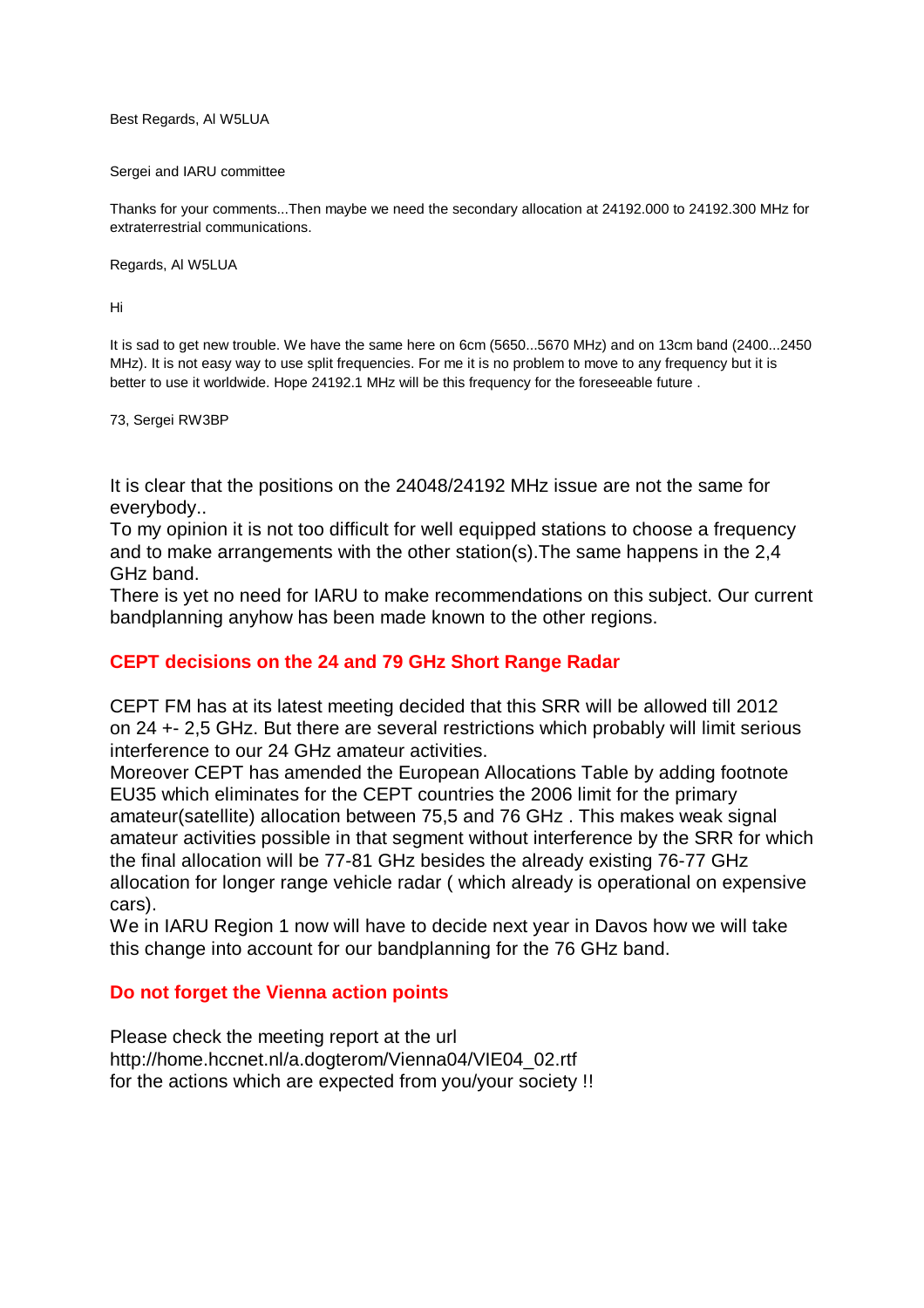Best Regards, Al W5LUA

Sergei and IARU committee

Thanks for your comments...Then maybe we need the secondary allocation at 24192.000 to 24192.300 MHz for extraterrestrial communications.

Regards, Al W5LUA

Hi

It is sad to get new trouble. We have the same here on 6cm (5650...5670 MHz) and on 13cm band (2400...2450 MHz). It is not easy way to use split frequencies. For me it is no problem to move to any frequency but it is better to use it worldwide. Hope 24192.1 MHz will be this frequency for the foreseeable future .

73, Sergei RW3BP

It is clear that the positions on the 24048/24192 MHz issue are not the same for everybody..
To my opinion it is not too difficult for well equipped stations to choose a frequency and to make arrangements with the other station(s).The same happens in the 2,4 GHz band.
There is yet no need for IARU to make recommendations on this subject. Our current bandplanning anyhow has been made known to the other regions.

## CEPT decisions on the 24 and 79 GHz Short Range Radar

CEPT FM has at its latest meeting decided that this SRR will be allowed till 2012 on 24 +- 2,5 GHz. But there are several restrictions which probably will limit serious interference to our 24 GHz amateur activities.
Moreover CEPT has amended the European Allocations Table by adding footnote EU35 which eliminates for the CEPT countries the 2006 limit for the primary amateur(satellite) allocation between 75,5 and 76 GHz . This makes weak signal amateur activities possible in that segment without interference by the SRR for which the final allocation will be 77-81 GHz besides the already existing 76-77 GHz allocation for longer range vehicle radar ( which already is operational on expensive cars).
We in IARU Region 1 now will have to decide next year in Davos how we will take this change into account for our bandplanning for the 76 GHz band.

## Do not forget the Vienna action points

Please check the meeting report at the url
http://home.hccnet.nl/a.dogterom/Vienna04/VIE04_02.rtf
for the actions which are expected from you/your society !!